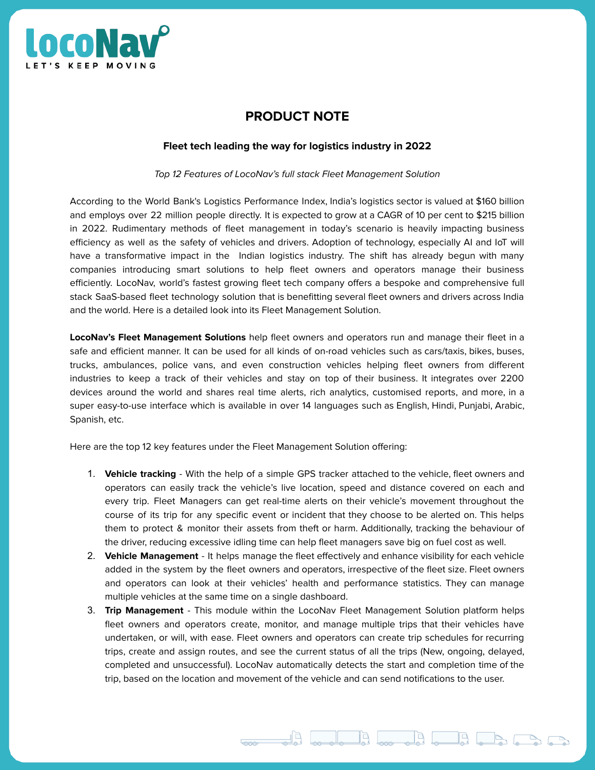# PRODUCT NOTE

**Fleet tech leading the way for logistics industry in 2022**

*Top 12 Features of LocoNav's full stack Fleet Management Solution*

According to the World Bank's Logistics Performance Index, India's logistics sector is valued at $160 billion and employs over 22 million people directly. It is expected to grow at a CAGR of 10 per cent to $215 billion in 2022. Rudimentary methods of fleet management in today's scenario is heavily impacting business efficiency as well as the safety of vehicles and drivers. Adoption of technology, especially AI and IoT will have a transformative impact in the Indian logistics industry. The shift has already begun with many companies introducing smart solutions to help fleet owners and operators manage their business efficiently. LocoNav, world's fastest growing fleet tech company offers a bespoke and comprehensive full stack SaaS-based fleet technology solution that is benefitting several fleet owners and drivers across India and the world. Here is a detailed look into its Fleet Management Solution.

**LocoNav's Fleet Management Solutions** help fleet owners and operators run and manage their fleet in a safe and efficient manner. It can be used for all kinds of on-road vehicles such as cars/taxis, bikes, buses, trucks, ambulances, police vans, and even construction vehicles helping fleet owners from different industries to keep a track of their vehicles and stay on top of their business. It integrates over 2200 devices around the world and shares real time alerts, rich analytics, customised reports, and more, in a super easy-to-use interface which is available in over 14 languages such as English, Hindi, Punjabi, Arabic, Spanish, etc.

Here are the top 12 key features under the Fleet Management Solution offering:

1. **Vehicle tracking** - With the help of a simple GPS tracker attached to the vehicle, fleet owners and operators can easily track the vehicle's live location, speed and distance covered on each and every trip. Fleet Managers can get real-time alerts on their vehicle's movement throughout the course of its trip for any specific event or incident that they choose to be alerted on. This helps them to protect & monitor their assets from theft or harm. Additionally, tracking the behaviour of the driver, reducing excessive idling time can help fleet managers save big on fuel cost as well.
2. **Vehicle Management** - It helps manage the fleet effectively and enhance visibility for each vehicle added in the system by the fleet owners and operators, irrespective of the fleet size. Fleet owners and operators can look at their vehicles' health and performance statistics. They can manage multiple vehicles at the same time on a single dashboard.
3. **Trip Management** - This module within the LocoNav Fleet Management Solution platform helps fleet owners and operators create, monitor, and manage multiple trips that their vehicles have undertaken, or will, with ease. Fleet owners and operators can create trip schedules for recurring trips, create and assign routes, and see the current status of all the trips (New, ongoing, delayed, completed and unsuccessful). LocoNav automatically detects the start and completion time of the trip, based on the location and movement of the vehicle and can send notifications to the user.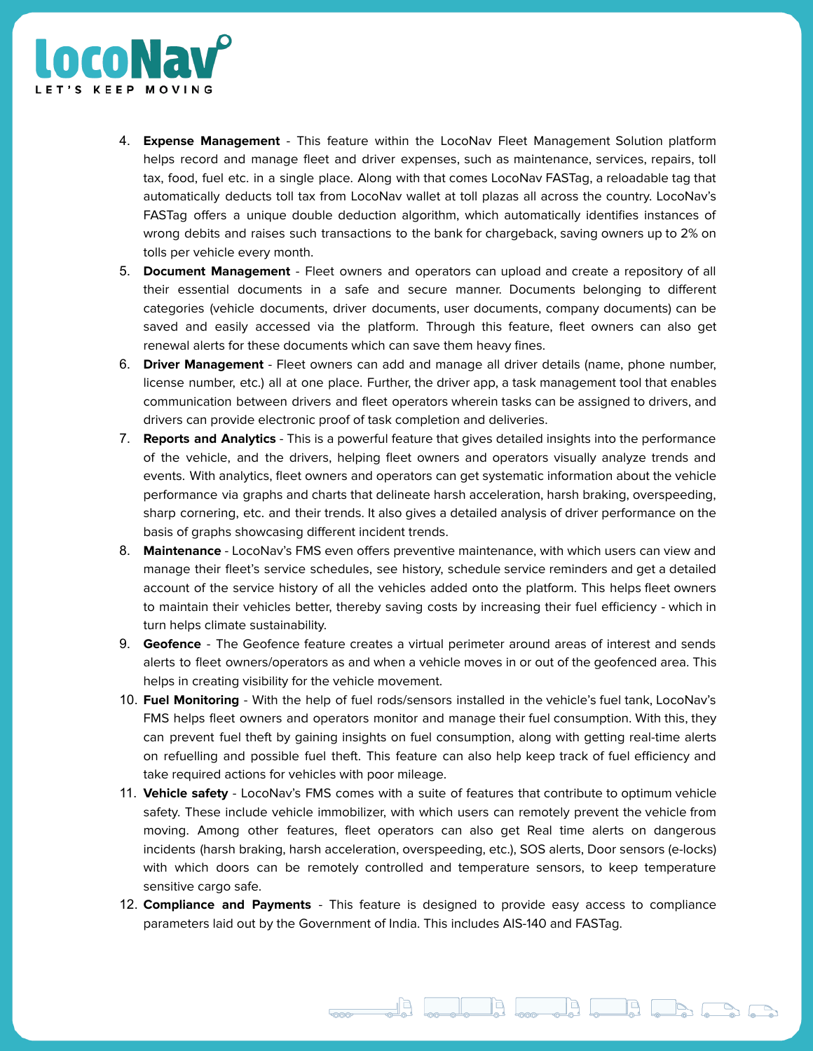4. **Expense Management** - This feature within the LocoNav Fleet Management Solution platform helps record and manage fleet and driver expenses, such as maintenance, services, repairs, toll tax, food, fuel etc. in a single place. Along with that comes LocoNav FASTag, a reloadable tag that automatically deducts toll tax from LocoNav wallet at toll plazas all across the country. LocoNav's FASTag offers a unique double deduction algorithm, which automatically identifies instances of wrong debits and raises such transactions to the bank for chargeback, saving owners up to 2% on tolls per vehicle every month.
5. **Document Management** - Fleet owners and operators can upload and create a repository of all their essential documents in a safe and secure manner. Documents belonging to different categories (vehicle documents, driver documents, user documents, company documents) can be saved and easily accessed via the platform. Through this feature, fleet owners can also get renewal alerts for these documents which can save them heavy fines.
6. **Driver Management** - Fleet owners can add and manage all driver details (name, phone number, license number, etc.) all at one place. Further, the driver app, a task management tool that enables communication between drivers and fleet operators wherein tasks can be assigned to drivers, and drivers can provide electronic proof of task completion and deliveries.
7. **Reports and Analytics** - This is a powerful feature that gives detailed insights into the performance of the vehicle, and the drivers, helping fleet owners and operators visually analyze trends and events. With analytics, fleet owners and operators can get systematic information about the vehicle performance via graphs and charts that delineate harsh acceleration, harsh braking, overspeeding, sharp cornering, etc. and their trends. It also gives a detailed analysis of driver performance on the basis of graphs showcasing different incident trends.
8. **Maintenance** - LocoNav's FMS even offers preventive maintenance, with which users can view and manage their fleet's service schedules, see history, schedule service reminders and get a detailed account of the service history of all the vehicles added onto the platform. This helps fleet owners to maintain their vehicles better, thereby saving costs by increasing their fuel efficiency - which in turn helps climate sustainability.
9. **Geofence** - The Geofence feature creates a virtual perimeter around areas of interest and sends alerts to fleet owners/operators as and when a vehicle moves in or out of the geofenced area. This helps in creating visibility for the vehicle movement.
10. **Fuel Monitoring** - With the help of fuel rods/sensors installed in the vehicle's fuel tank, LocoNav's FMS helps fleet owners and operators monitor and manage their fuel consumption. With this, they can prevent fuel theft by gaining insights on fuel consumption, along with getting real-time alerts on refuelling and possible fuel theft. This feature can also help keep track of fuel efficiency and take required actions for vehicles with poor mileage.
11. **Vehicle safety** - LocoNav's FMS comes with a suite of features that contribute to optimum vehicle safety. These include vehicle immobilizer, with which users can remotely prevent the vehicle from moving. Among other features, fleet operators can also get Real time alerts on dangerous incidents (harsh braking, harsh acceleration, overspeeding, etc.), SOS alerts, Door sensors (e-locks) with which doors can be remotely controlled and temperature sensors, to keep temperature sensitive cargo safe.
12. **Compliance and Payments** - This feature is designed to provide easy access to compliance parameters laid out by the Government of India. This includes AIS-140 and FASTag.